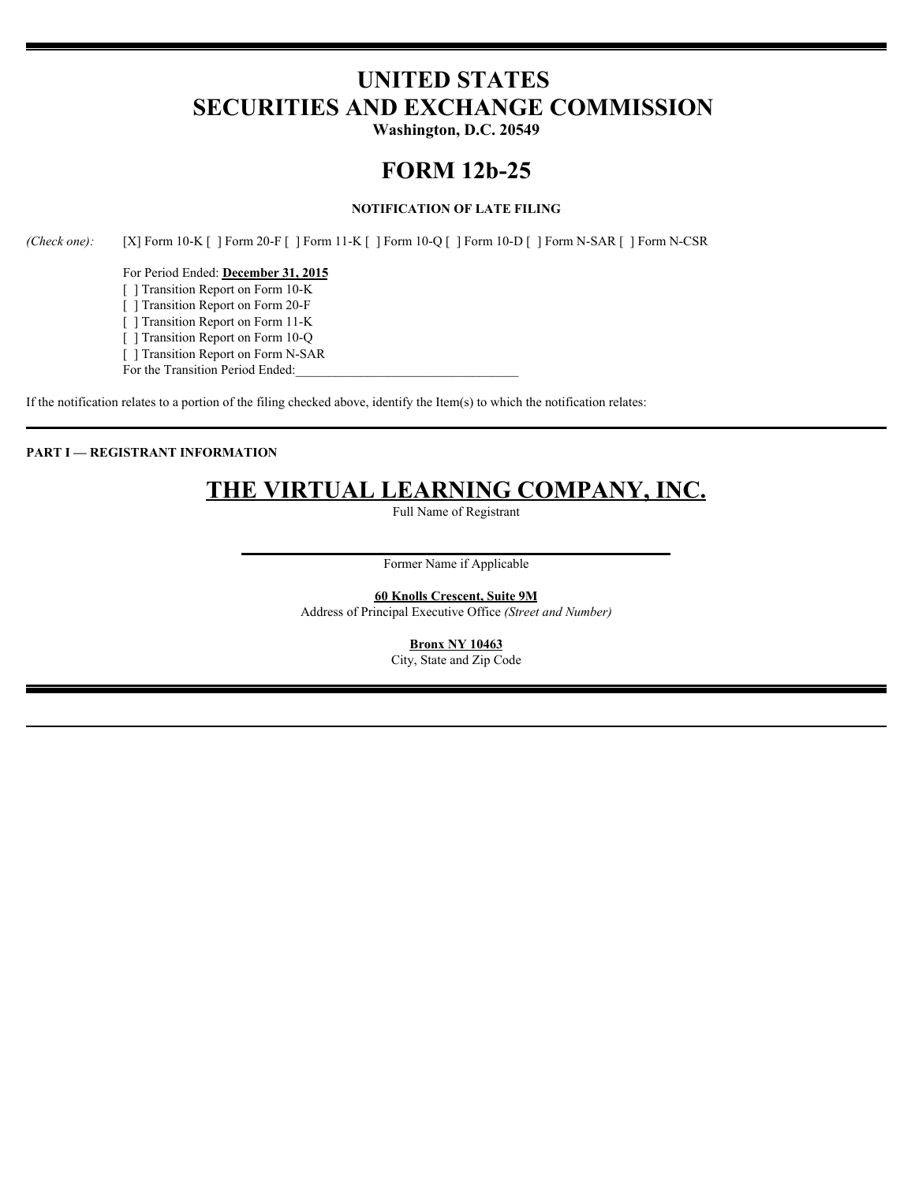# UNITED STATES
# SECURITIES AND EXCHANGE COMMISSION

**Washington, D.C. 20549**

# FORM 12b-25

**NOTIFICATION OF LATE FILING**

*(Check one):* [X] Form 10-K [ ] Form 20-F [ ] Form 11-K [ ] Form 10-Q [ ] Form 10-D [ ] Form N-SAR [ ] Form N-CSR

For Period Ended: **December 31, 2015**
[ ] Transition Report on Form 10-K
[ ] Transition Report on Form 20-F
[ ] Transition Report on Form 11-K
[ ] Transition Report on Form 10-Q
[ ] Transition Report on Form N-SAR
For the Transition Period Ended:________________________________

If the notification relates to a portion of the filing checked above, identify the Item(s) to which the notification relates:

---

**PART I — REGISTRANT INFORMATION**

## THE VIRTUAL LEARNING COMPANY, INC.

Full Name of Registrant

________________________________________

Former Name if Applicable

**60 Knolls Crescent, Suite 9M**

Address of Principal Executive Office *(Street and Number)*

**Bronx NY 10463**

City, State and Zip Code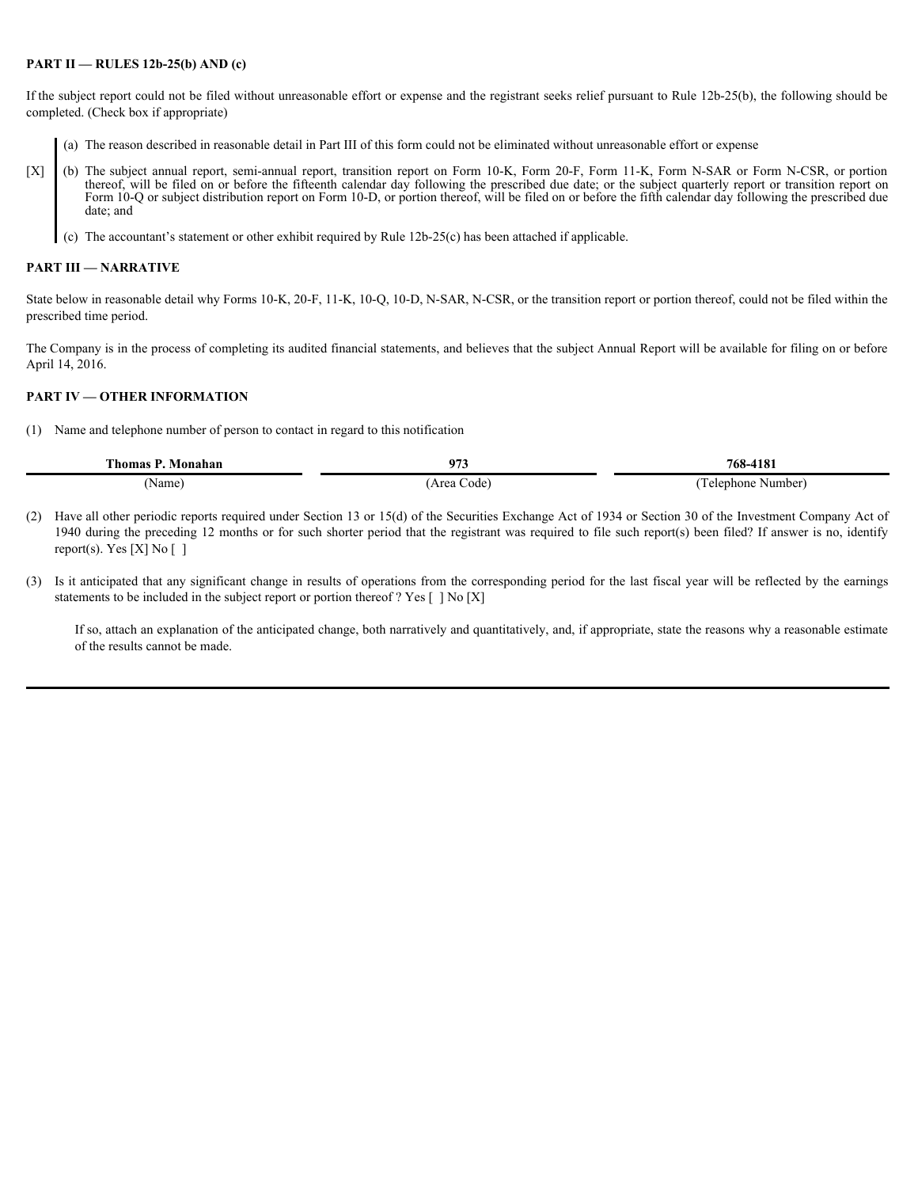**PART II — RULES 12b-25(b) AND (c)**

If the subject report could not be filed without unreasonable effort or expense and the registrant seeks relief pursuant to Rule 12b-25(b), the following should be completed. (Check box if appropriate)

[X]

(a) The reason described in reasonable detail in Part III of this form could not be eliminated without unreasonable effort or expense

(b) The subject annual report, semi-annual report, transition report on Form 10-K, Form 20-F, Form 11-K, Form N-SAR or Form N-CSR, or portion thereof, will be filed on or before the fifteenth calendar day following the prescribed due date; or the subject quarterly report or transition report on Form 10-Q or subject distribution report on Form 10-D, or portion thereof, will be filed on or before the fifth calendar day following the prescribed due date; and

(c) The accountant's statement or other exhibit required by Rule 12b-25(c) has been attached if applicable.

**PART III — NARRATIVE**

State below in reasonable detail why Forms 10-K, 20-F, 11-K, 10-Q, 10-D, N-SAR, N-CSR, or the transition report or portion thereof, could not be filed within the prescribed time period.

The Company is in the process of completing its audited financial statements, and believes that the subject Annual Report will be available for filing on or before April 14, 2016.

**PART IV — OTHER INFORMATION**

(1) Name and telephone number of person to contact in regard to this notification

| **Thomas P. Monahan** | **973** | **768-4181** |
|---|---|---|
| (Name) | (Area Code) | (Telephone Number) |

(2) Have all other periodic reports required under Section 13 or 15(d) of the Securities Exchange Act of 1934 or Section 30 of the Investment Company Act of 1940 during the preceding 12 months or for such shorter period that the registrant was required to file such report(s) been filed? If answer is no, identify report(s). Yes [X] No [ ]

(3) Is it anticipated that any significant change in results of operations from the corresponding period for the last fiscal year will be reflected by the earnings statements to be included in the subject report or portion thereof ? Yes [ ] No [X]

If so, attach an explanation of the anticipated change, both narratively and quantitatively, and, if appropriate, state the reasons why a reasonable estimate of the results cannot be made.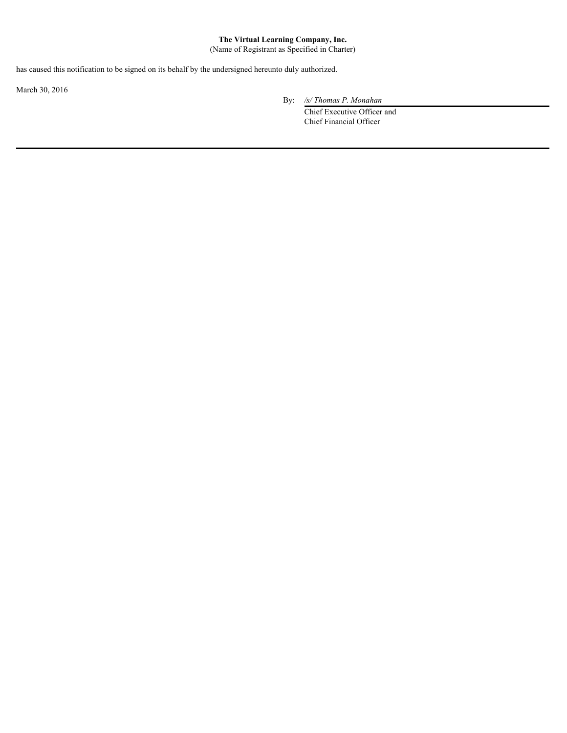**The Virtual Learning Company, Inc.**
(Name of Registrant as Specified in Charter)

has caused this notification to be signed on its behalf by the undersigned hereunto duly authorized.

March 30, 2016

By: */s/ Thomas P. Monahan*
Chief Executive Officer and
Chief Financial Officer